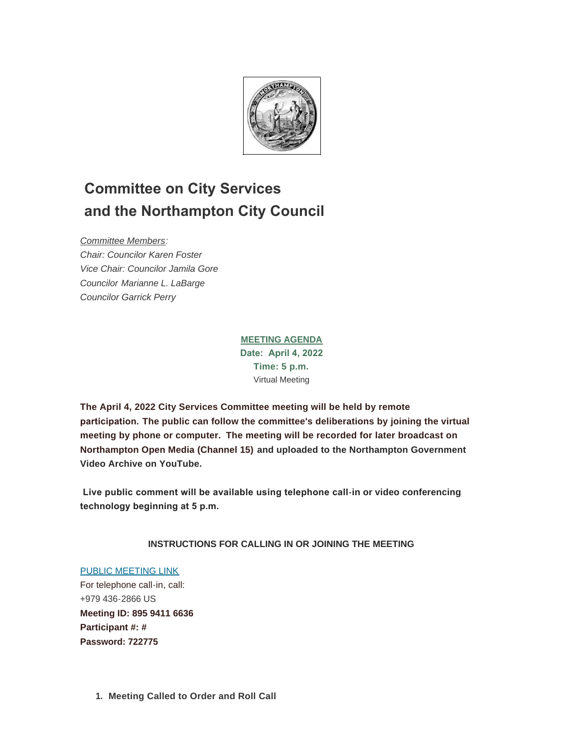# Committee on City Services and the Northampton City Council

*Committee Members:*
*Chair: Councilor Karen Foster*
*Vice Chair: Councilor Jamila Gore*
*Councilor Marianne L. LaBarge*
*Councilor Garrick Perry*

**MEETING AGENDA**
**Date: April 4, 2022**
**Time: 5 p.m.**
Virtual Meeting

**The April 4, 2022 City Services Committee meeting will be held by remote participation. The public can follow the committee's deliberations by joining the virtual meeting by phone or computer. The meeting will be recorded for later broadcast on Northampton Open Media (Channel 15) and uploaded to the Northampton Government Video Archive on YouTube.**

**Live public comment will be available using telephone call-in or video conferencing technology beginning at 5 p.m.**

**INSTRUCTIONS FOR CALLING IN OR JOINING THE MEETING**

PUBLIC MEETING LINK
For telephone call-in, call:
+979 436-2866 US
**Meeting ID: 895 9411 6636**
**Participant #: #**
**Password: 722775**

1. **Meeting Called to Order and Roll Call**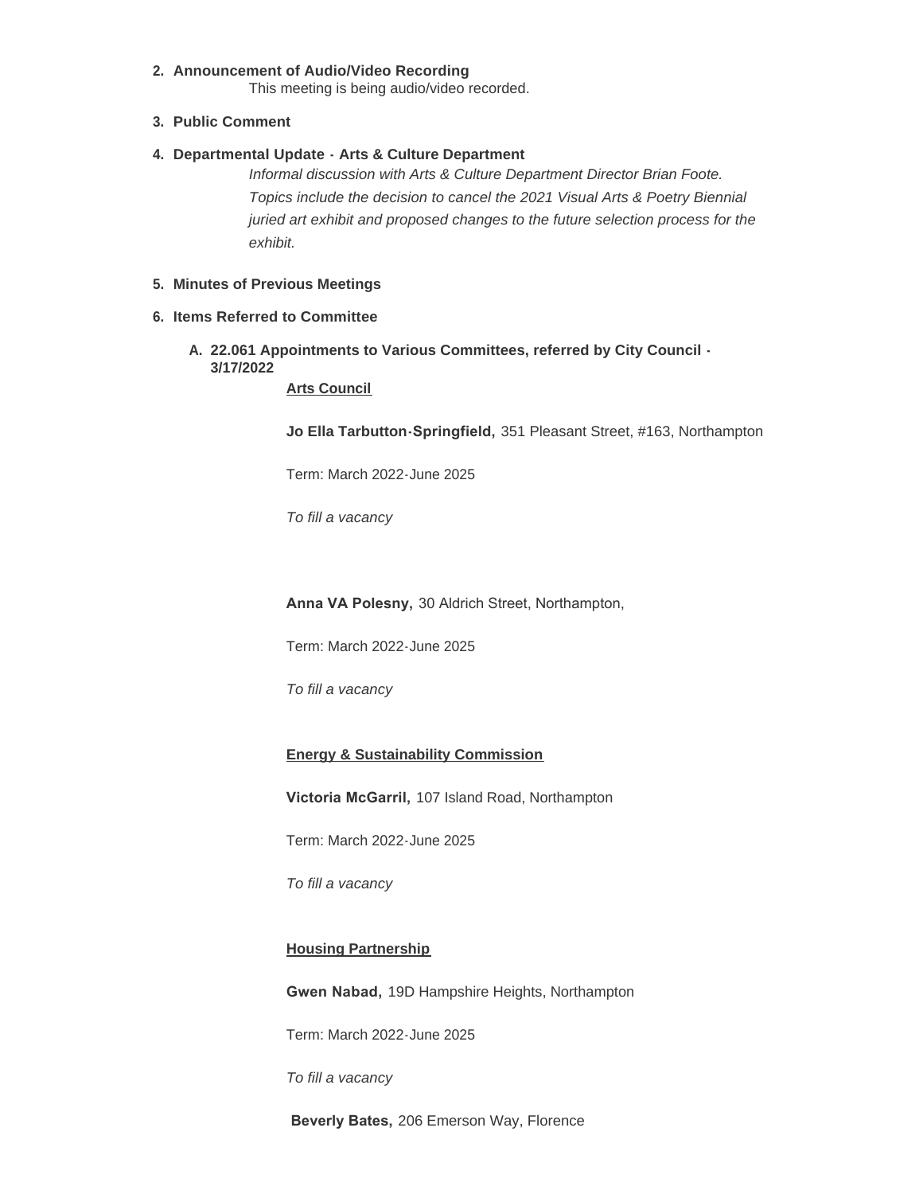2. **Announcement of Audio/Video Recording**

   This meeting is being audio/video recorded.

3. **Public Comment**

4. **Departmental Update - Arts & Culture Department**

   *Informal discussion with Arts & Culture Department Director Brian Foote. Topics include the decision to cancel the 2021 Visual Arts & Poetry Biennial juried art exhibit and proposed changes to the future selection process for the exhibit.*

5. **Minutes of Previous Meetings**

6. **Items Referred to Committee**

   A. **22.061 Appointments to Various Committees, referred by City Council - 3/17/2022**

      <u>**Arts Council**</u>

      **Jo Ella Tarbutton-Springfield,** 351 Pleasant Street, #163, Northampton

      Term: March 2022-June 2025

      *To fill a vacancy*

      **Anna VA Polesny,** 30 Aldrich Street, Northampton,

      Term: March 2022-June 2025

      *To fill a vacancy*

      <u>**Energy & Sustainability Commission**</u>

      **Victoria McGarril,** 107 Island Road, Northampton

      Term: March 2022-June 2025

      *To fill a vacancy*

      <u>**Housing Partnership**</u>

      **Gwen Nabad,** 19D Hampshire Heights, Northampton

      Term: March 2022-June 2025

      *To fill a vacancy*

      **Beverly Bates,** 206 Emerson Way, Florence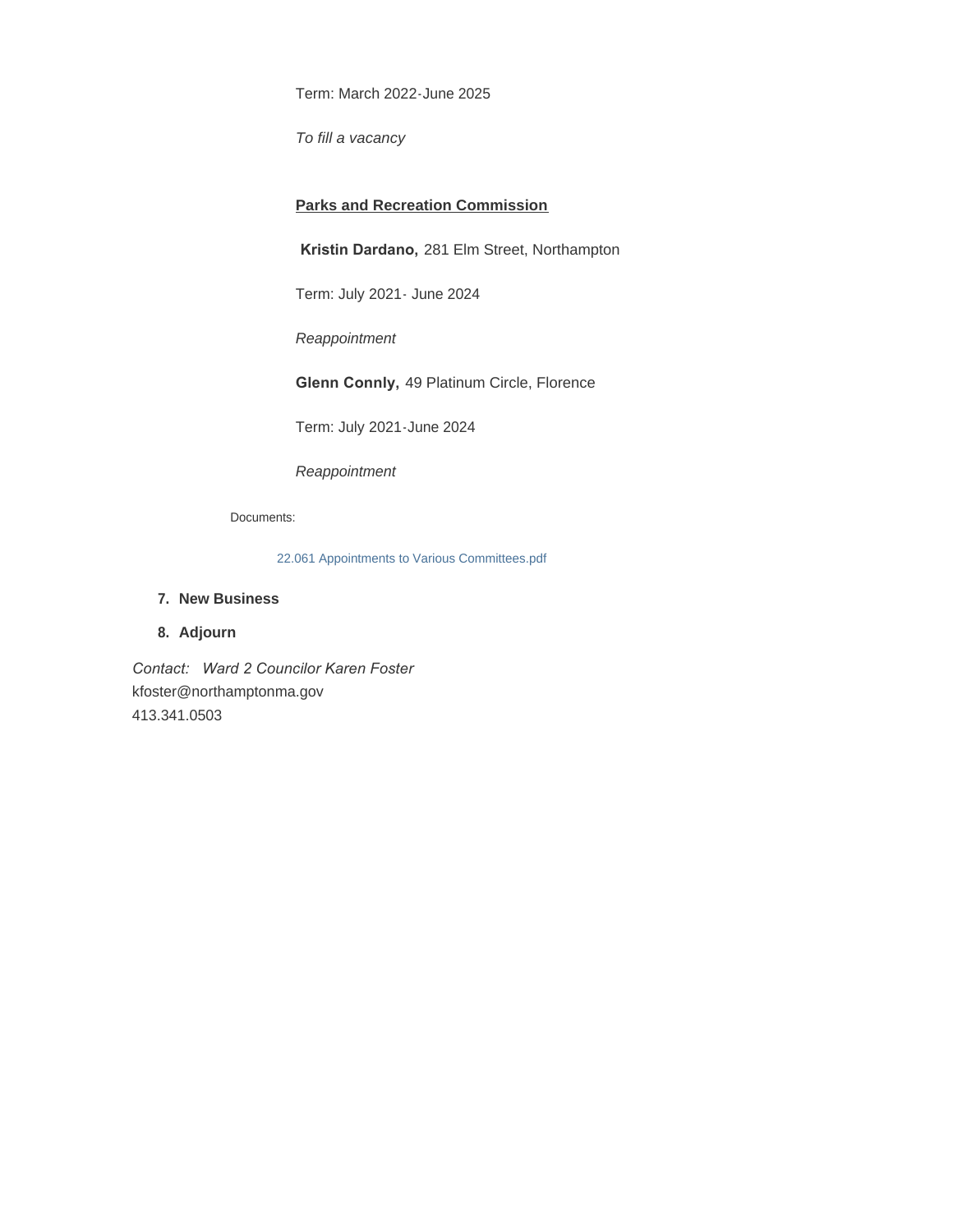Term: March 2022-June 2025

*To fill a vacancy*

**Parks and Recreation Commission**

**Kristin Dardano,** 281 Elm Street, Northampton

Term: July 2021- June 2024

*Reappointment*

**Glenn Connly,** 49 Platinum Circle, Florence

Term: July 2021-June 2024

*Reappointment*

Documents:

22.061 Appointments to Various Committees.pdf

7. **New Business**
8. **Adjourn**

*Contact: Ward 2 Councilor Karen Foster*
kfoster@northamptonma.gov
413.341.0503